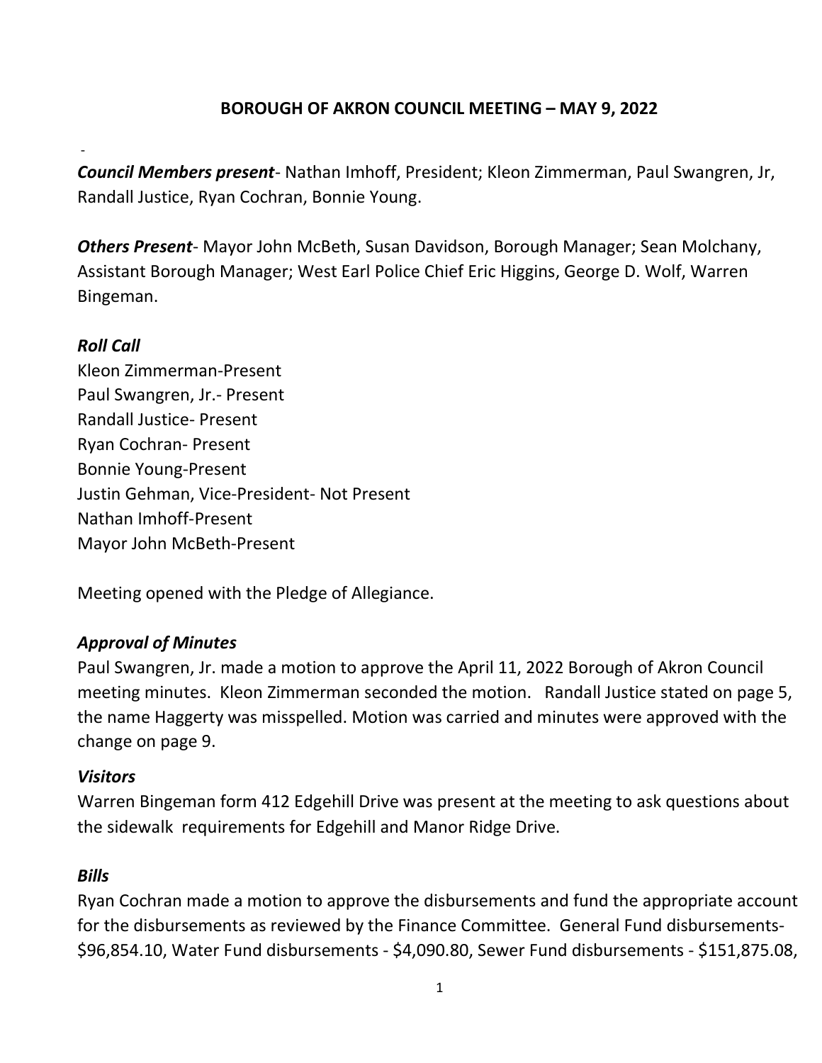# BOROUGH OF AKRON COUNCIL MEETING – MAY 9, 2022

-

***Council Members present***- Nathan Imhoff, President; Kleon Zimmerman, Paul Swangren, Jr, Randall Justice, Ryan Cochran, Bonnie Young.

***Others Present***- Mayor John McBeth, Susan Davidson, Borough Manager; Sean Molchany, Assistant Borough Manager; West Earl Police Chief Eric Higgins, George D. Wolf, Warren Bingeman.

## *Roll Call*

Kleon Zimmerman-Present  
Paul Swangren, Jr.- Present  
Randall Justice- Present  
Ryan Cochran- Present  
Bonnie Young-Present  
Justin Gehman, Vice-President- Not Present  
Nathan Imhoff-Present  
Mayor John McBeth-Present

Meeting opened with the Pledge of Allegiance.

## *Approval of Minutes*

Paul Swangren, Jr. made a motion to approve the April 11, 2022 Borough of Akron Council meeting minutes. Kleon Zimmerman seconded the motion. Randall Justice stated on page 5, the name Haggerty was misspelled. Motion was carried and minutes were approved with the change on page 9.

## *Visitors*

Warren Bingeman form 412 Edgehill Drive was present at the meeting to ask questions about the sidewalk requirements for Edgehill and Manor Ridge Drive.

## *Bills*

Ryan Cochran made a motion to approve the disbursements and fund the appropriate account for the disbursements as reviewed by the Finance Committee. General Fund disbursements- $96,854.10, Water Fund disbursements - $4,090.80, Sewer Fund disbursements - $151,875.08,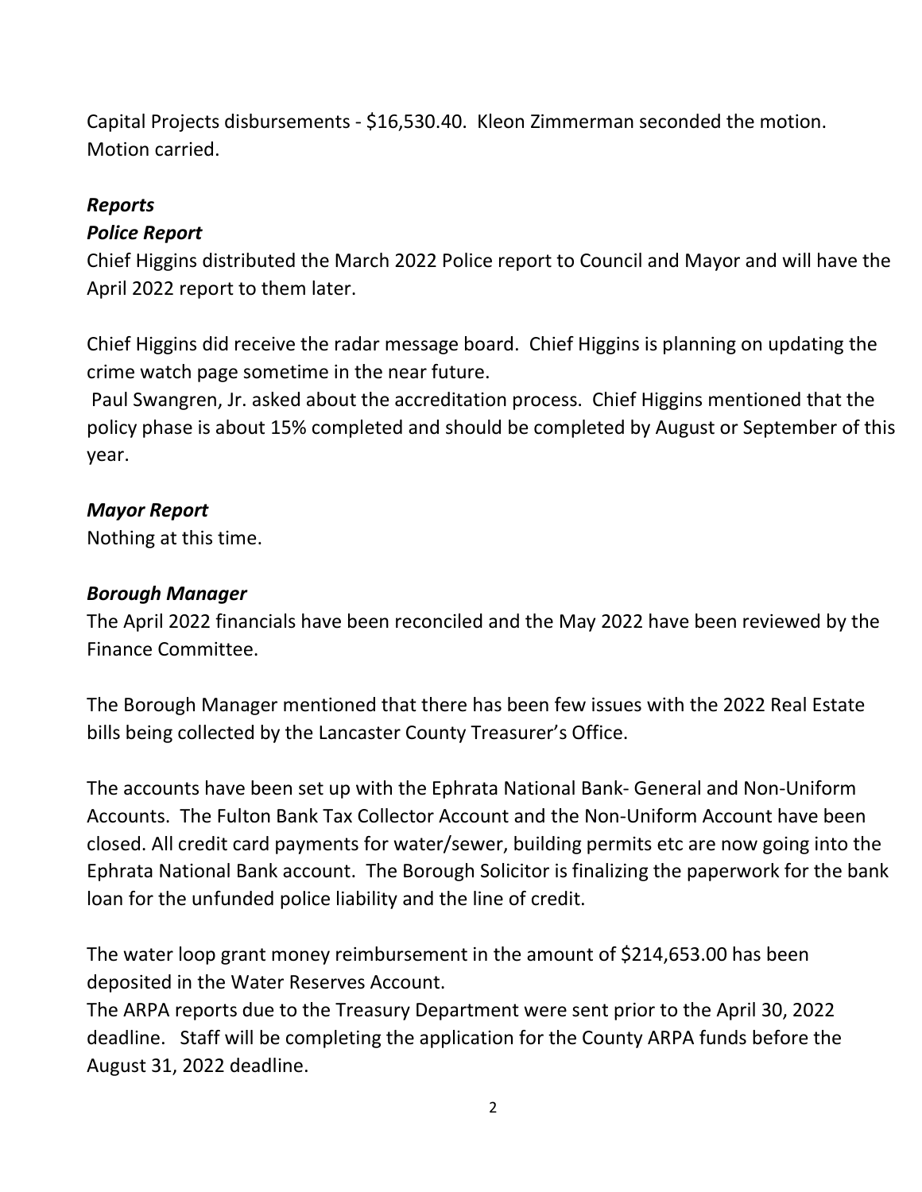Capital Projects disbursements - $16,530.40. Kleon Zimmerman seconded the motion. Motion carried.

***Reports***

***Police Report***

Chief Higgins distributed the March 2022 Police report to Council and Mayor and will have the April 2022 report to them later.

Chief Higgins did receive the radar message board. Chief Higgins is planning on updating the crime watch page sometime in the near future.

Paul Swangren, Jr. asked about the accreditation process. Chief Higgins mentioned that the policy phase is about 15% completed and should be completed by August or September of this year.

***Mayor Report***

Nothing at this time.

***Borough Manager***

The April 2022 financials have been reconciled and the May 2022 have been reviewed by the Finance Committee.

The Borough Manager mentioned that there has been few issues with the 2022 Real Estate bills being collected by the Lancaster County Treasurer's Office.

The accounts have been set up with the Ephrata National Bank- General and Non-Uniform Accounts. The Fulton Bank Tax Collector Account and the Non-Uniform Account have been closed. All credit card payments for water/sewer, building permits etc are now going into the Ephrata National Bank account. The Borough Solicitor is finalizing the paperwork for the bank loan for the unfunded police liability and the line of credit.

The water loop grant money reimbursement in the amount of $214,653.00 has been deposited in the Water Reserves Account.

The ARPA reports due to the Treasury Department were sent prior to the April 30, 2022 deadline. Staff will be completing the application for the County ARPA funds before the August 31, 2022 deadline.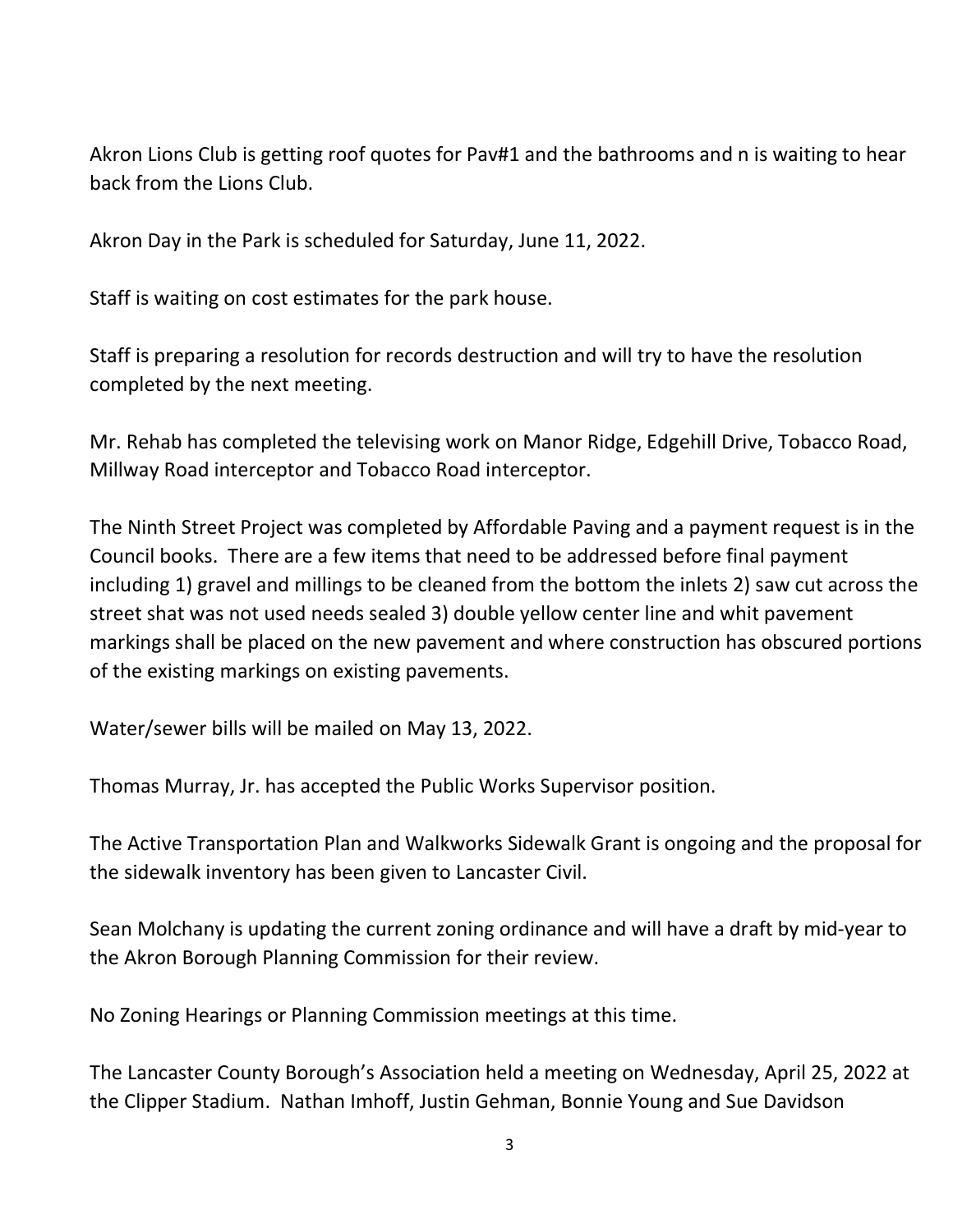Akron Lions Club is getting roof quotes for Pav#1 and the bathrooms and n is waiting to hear back from the Lions Club.

Akron Day in the Park is scheduled for Saturday, June 11, 2022.

Staff is waiting on cost estimates for the park house.

Staff is preparing a resolution for records destruction and will try to have the resolution completed by the next meeting.

Mr. Rehab has completed the televising work on Manor Ridge, Edgehill Drive, Tobacco Road, Millway Road interceptor and Tobacco Road interceptor.

The Ninth Street Project was completed by Affordable Paving and a payment request is in the Council books. There are a few items that need to be addressed before final payment including 1) gravel and millings to be cleaned from the bottom the inlets 2) saw cut across the street shat was not used needs sealed 3) double yellow center line and whit pavement markings shall be placed on the new pavement and where construction has obscured portions of the existing markings on existing pavements.

Water/sewer bills will be mailed on May 13, 2022.

Thomas Murray, Jr. has accepted the Public Works Supervisor position.

The Active Transportation Plan and Walkworks Sidewalk Grant is ongoing and the proposal for the sidewalk inventory has been given to Lancaster Civil.

Sean Molchany is updating the current zoning ordinance and will have a draft by mid-year to the Akron Borough Planning Commission for their review.

No Zoning Hearings or Planning Commission meetings at this time.

The Lancaster County Borough's Association held a meeting on Wednesday, April 25, 2022 at the Clipper Stadium. Nathan Imhoff, Justin Gehman, Bonnie Young and Sue Davidson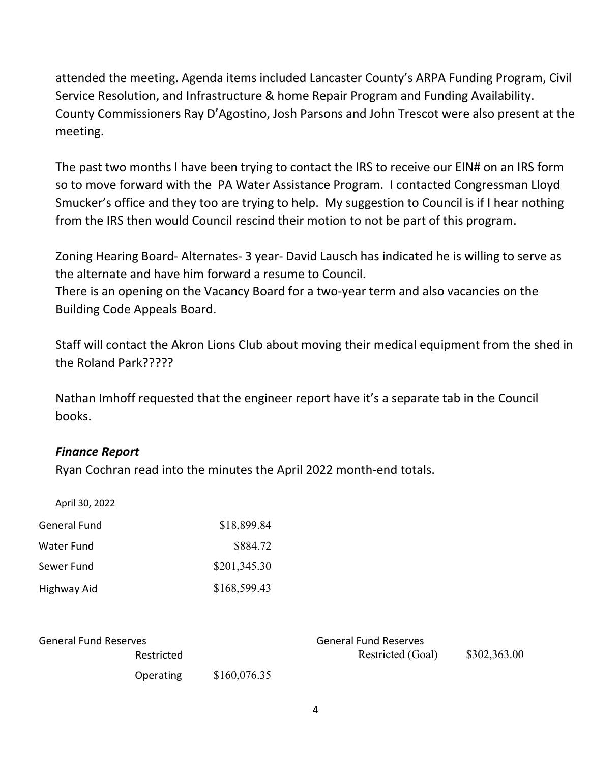attended the meeting. Agenda items included Lancaster County's ARPA Funding Program, Civil Service Resolution, and Infrastructure & home Repair Program and Funding Availability. County Commissioners Ray D'Agostino, Josh Parsons and John Trescot were also present at the meeting.

The past two months I have been trying to contact the IRS to receive our EIN# on an IRS form so to move forward with the PA Water Assistance Program. I contacted Congressman Lloyd Smucker's office and they too are trying to help. My suggestion to Council is if I hear nothing from the IRS then would Council rescind their motion to not be part of this program.

Zoning Hearing Board- Alternates- 3 year- David Lausch has indicated he is willing to serve as the alternate and have him forward a resume to Council.
There is an opening on the Vacancy Board for a two-year term and also vacancies on the Building Code Appeals Board.

Staff will contact the Akron Lions Club about moving their medical equipment from the shed in the Roland Park?????

Nathan Imhoff requested that the engineer report have it's a separate tab in the Council books.

### *Finance Report*

Ryan Cochran read into the minutes the April 2022 month-end totals.

| April 30, 2022 | |
|---|---|
| General Fund | \$18,899.84 |
| Water Fund | \$884.72 |
| Sewer Fund | \$201,345.30 |
| Highway Aid | \$168,599.43 |

| General Fund Reserves | | | General Fund Reserves | |
|---|---|---|---|---|
| | Restricted | | Restricted (Goal) | \$302,363.00 |
| | Operating | \$160,076.35 | | |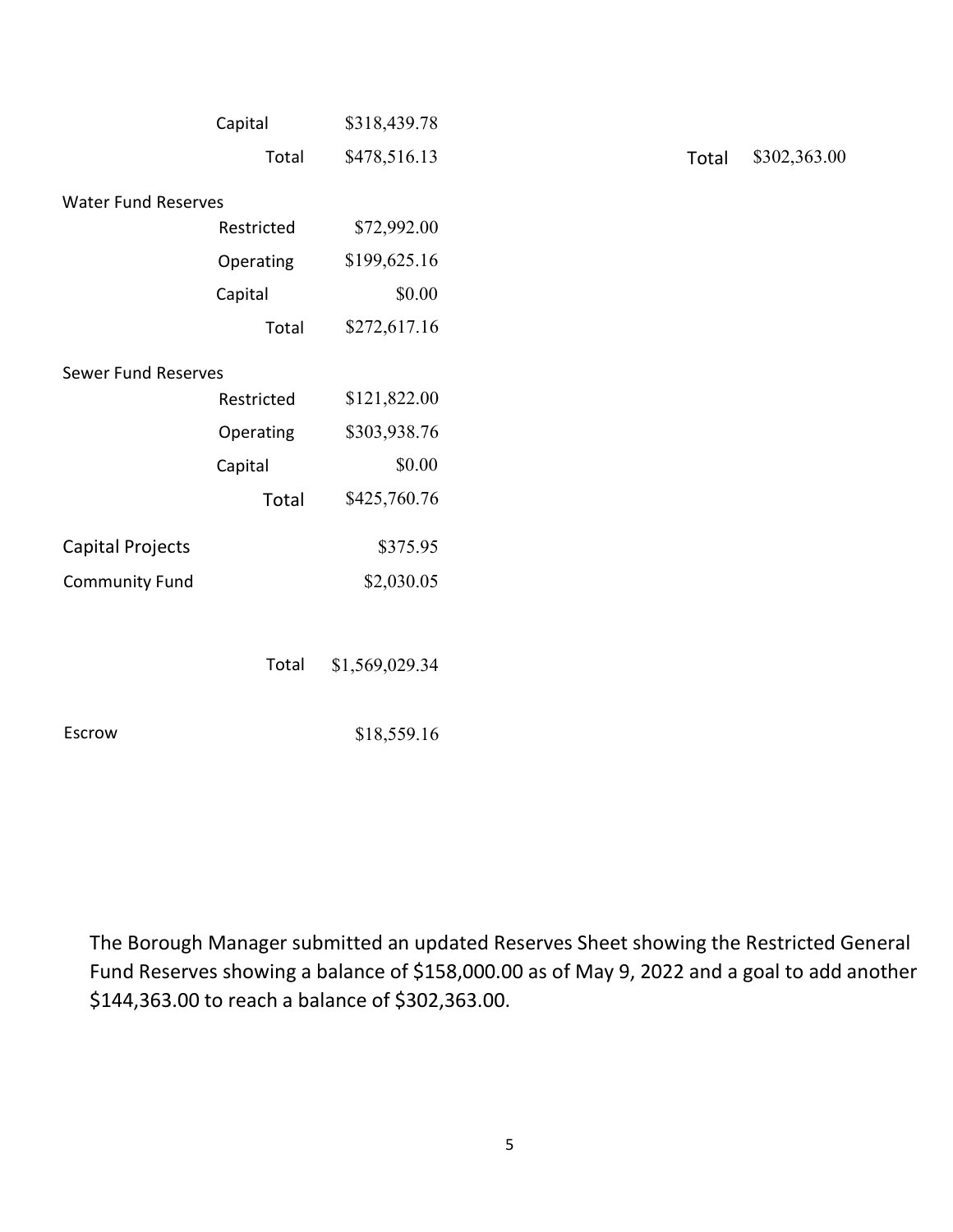| | | | | |
|---|---|---|---|---|
| | Capital | $318,439.78 | | |
| | Total | $478,516.13 | Total | $302,363.00 |
| Water Fund Reserves | | | | |
| | Restricted | $72,992.00 | | |
| | Operating | $199,625.16 | | |
| | Capital | $0.00 | | |
| | Total | $272,617.16 | | |
| Sewer Fund Reserves | | | | |
| | Restricted | $121,822.00 | | |
| | Operating | $303,938.76 | | |
| | Capital | $0.00 | | |
| | Total | $425,760.76 | | |
| Capital Projects | | $375.95 | | |
| Community Fund | | $2,030.05 | | |
| | Total | $1,569,029.34 | | |
| Escrow | | $18,559.16 | | |

The Borough Manager submitted an updated Reserves Sheet showing the Restricted General Fund Reserves showing a balance of $158,000.00 as of May 9, 2022 and a goal to add another $144,363.00 to reach a balance of $302,363.00.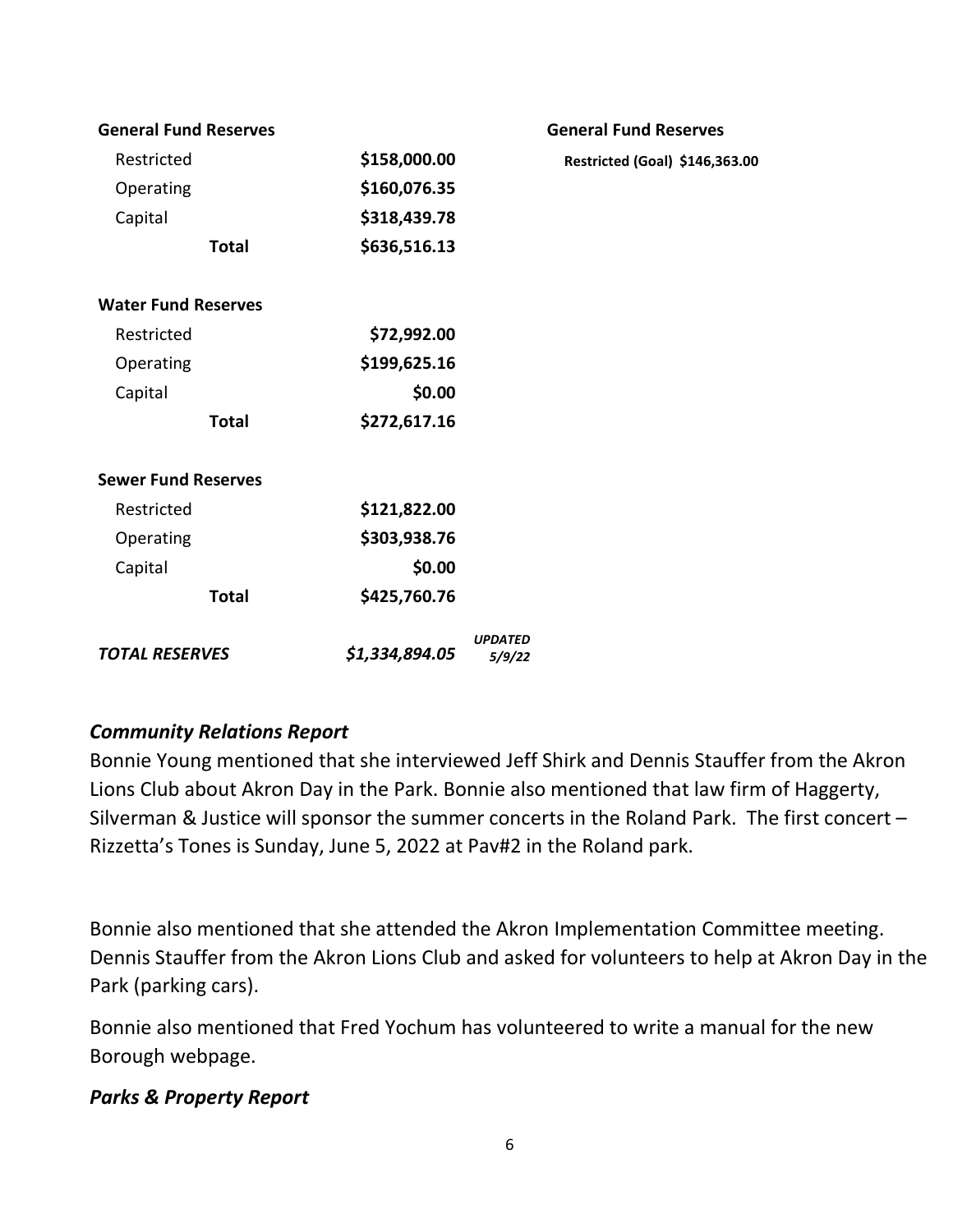| **General Fund Reserves** | | | **General Fund Reserves** |
|---|---|---|---|
| Restricted | **$158,000.00** | | **Restricted (Goal) $146,363.00** |
| Operating | **$160,076.35** | | |
| Capital | **$318,439.78** | | |
| **Total** | **$636,516.13** | | |
| | | | |
| **Water Fund Reserves** | | | |
| Restricted | **$72,992.00** | | |
| Operating | **$199,625.16** | | |
| Capital | **$0.00** | | |
| **Total** | **$272,617.16** | | |
| | | | |
| **Sewer Fund Reserves** | | | |
| Restricted | **$121,822.00** | | |
| Operating | **$303,938.76** | | |
| Capital | **$0.00** | | |
| **Total** | **$425,760.76** | | |
| | | | |
| ***TOTAL RESERVES*** | ***$1,334,894.05*** | ***UPDATED 5/9/22*** | |

### *Community Relations Report*

Bonnie Young mentioned that she interviewed Jeff Shirk and Dennis Stauffer from the Akron Lions Club about Akron Day in the Park. Bonnie also mentioned that law firm of Haggerty, Silverman & Justice will sponsor the summer concerts in the Roland Park. The first concert – Rizzetta's Tones is Sunday, June 5, 2022 at Pav#2 in the Roland park.

Bonnie also mentioned that she attended the Akron Implementation Committee meeting. Dennis Stauffer from the Akron Lions Club and asked for volunteers to help at Akron Day in the Park (parking cars).

Bonnie also mentioned that Fred Yochum has volunteered to write a manual for the new Borough webpage.

### *Parks & Property Report*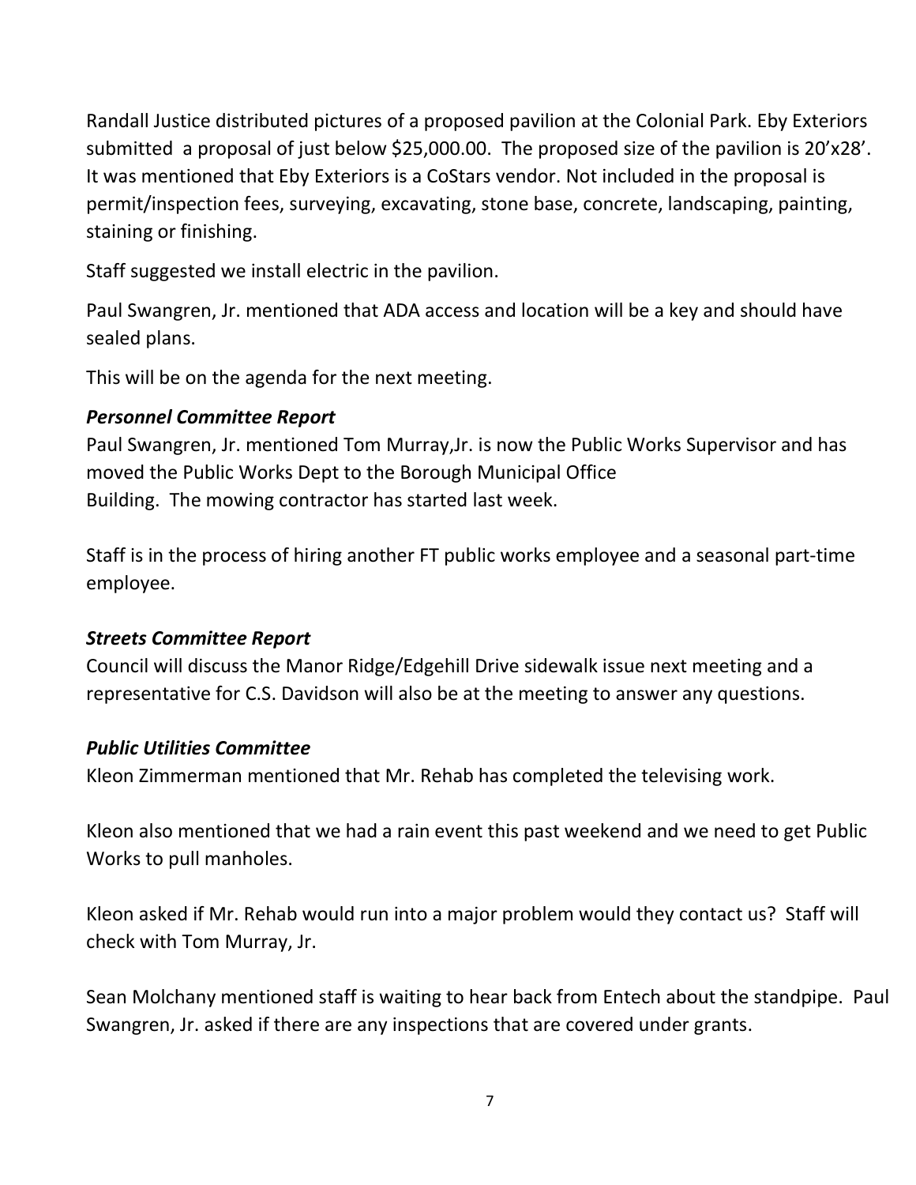Randall Justice distributed pictures of a proposed pavilion at the Colonial Park. Eby Exteriors submitted a proposal of just below $25,000.00. The proposed size of the pavilion is 20'x28'. It was mentioned that Eby Exteriors is a CoStars vendor. Not included in the proposal is permit/inspection fees, surveying, excavating, stone base, concrete, landscaping, painting, staining or finishing.

Staff suggested we install electric in the pavilion.

Paul Swangren, Jr. mentioned that ADA access and location will be a key and should have sealed plans.

This will be on the agenda for the next meeting.

***Personnel Committee Report***

Paul Swangren, Jr. mentioned Tom Murray,Jr. is now the Public Works Supervisor and has moved the Public Works Dept to the Borough Municipal Office Building. The mowing contractor has started last week.

Staff is in the process of hiring another FT public works employee and a seasonal part-time employee.

***Streets Committee Report***

Council will discuss the Manor Ridge/Edgehill Drive sidewalk issue next meeting and a representative for C.S. Davidson will also be at the meeting to answer any questions.

***Public Utilities Committee***

Kleon Zimmerman mentioned that Mr. Rehab has completed the televising work.

Kleon also mentioned that we had a rain event this past weekend and we need to get Public Works to pull manholes.

Kleon asked if Mr. Rehab would run into a major problem would they contact us? Staff will check with Tom Murray, Jr.

Sean Molchany mentioned staff is waiting to hear back from Entech about the standpipe. Paul Swangren, Jr. asked if there are any inspections that are covered under grants.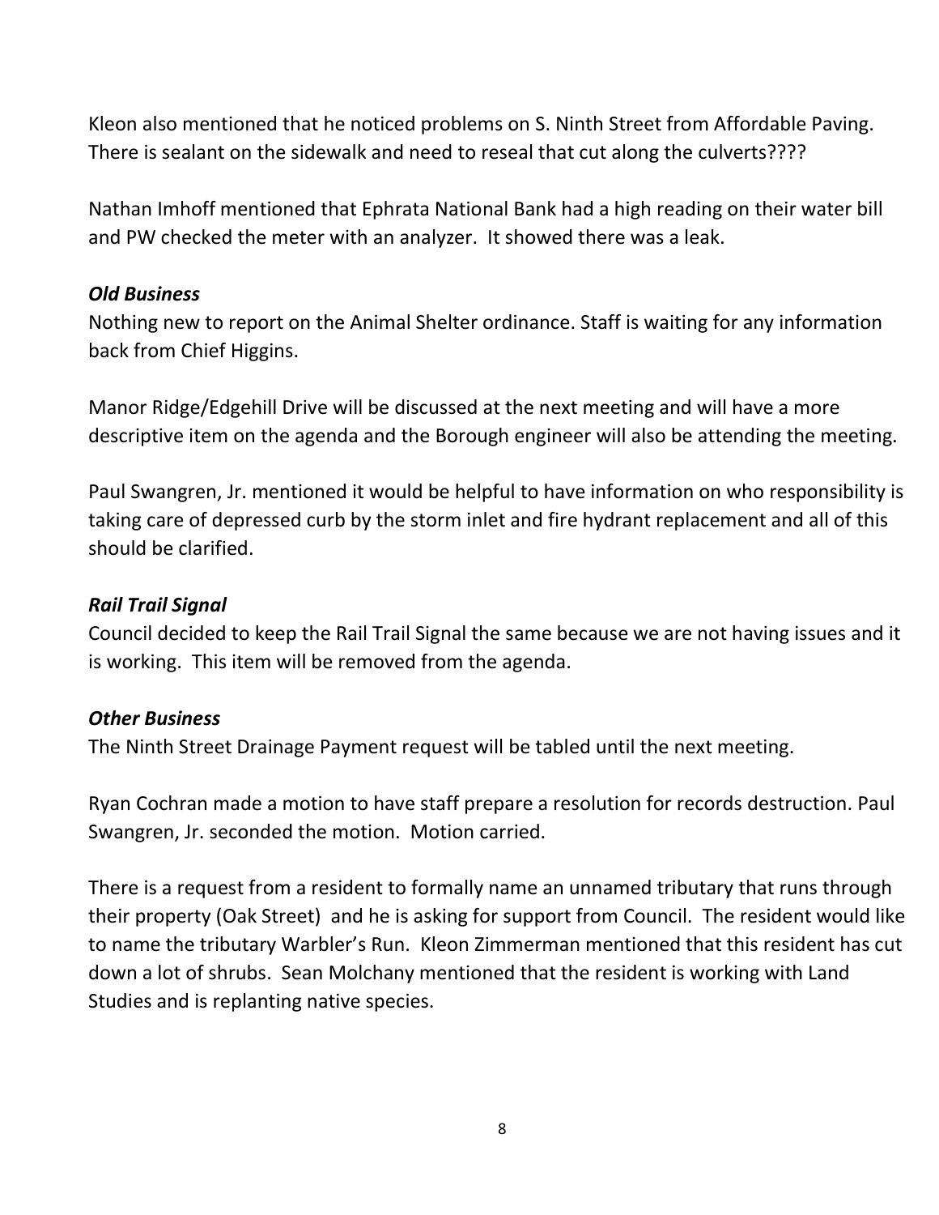Kleon also mentioned that he noticed problems on S. Ninth Street from Affordable Paving. There is sealant on the sidewalk and need to reseal that cut along the culverts????

Nathan Imhoff mentioned that Ephrata National Bank had a high reading on their water bill and PW checked the meter with an analyzer. It showed there was a leak.

***Old Business***

Nothing new to report on the Animal Shelter ordinance. Staff is waiting for any information back from Chief Higgins.

Manor Ridge/Edgehill Drive will be discussed at the next meeting and will have a more descriptive item on the agenda and the Borough engineer will also be attending the meeting.

Paul Swangren, Jr. mentioned it would be helpful to have information on who responsibility is taking care of depressed curb by the storm inlet and fire hydrant replacement and all of this should be clarified.

***Rail Trail Signal***

Council decided to keep the Rail Trail Signal the same because we are not having issues and it is working. This item will be removed from the agenda.

***Other Business***

The Ninth Street Drainage Payment request will be tabled until the next meeting.

Ryan Cochran made a motion to have staff prepare a resolution for records destruction. Paul Swangren, Jr. seconded the motion. Motion carried.

There is a request from a resident to formally name an unnamed tributary that runs through their property (Oak Street) and he is asking for support from Council. The resident would like to name the tributary Warbler's Run. Kleon Zimmerman mentioned that this resident has cut down a lot of shrubs. Sean Molchany mentioned that the resident is working with Land Studies and is replanting native species.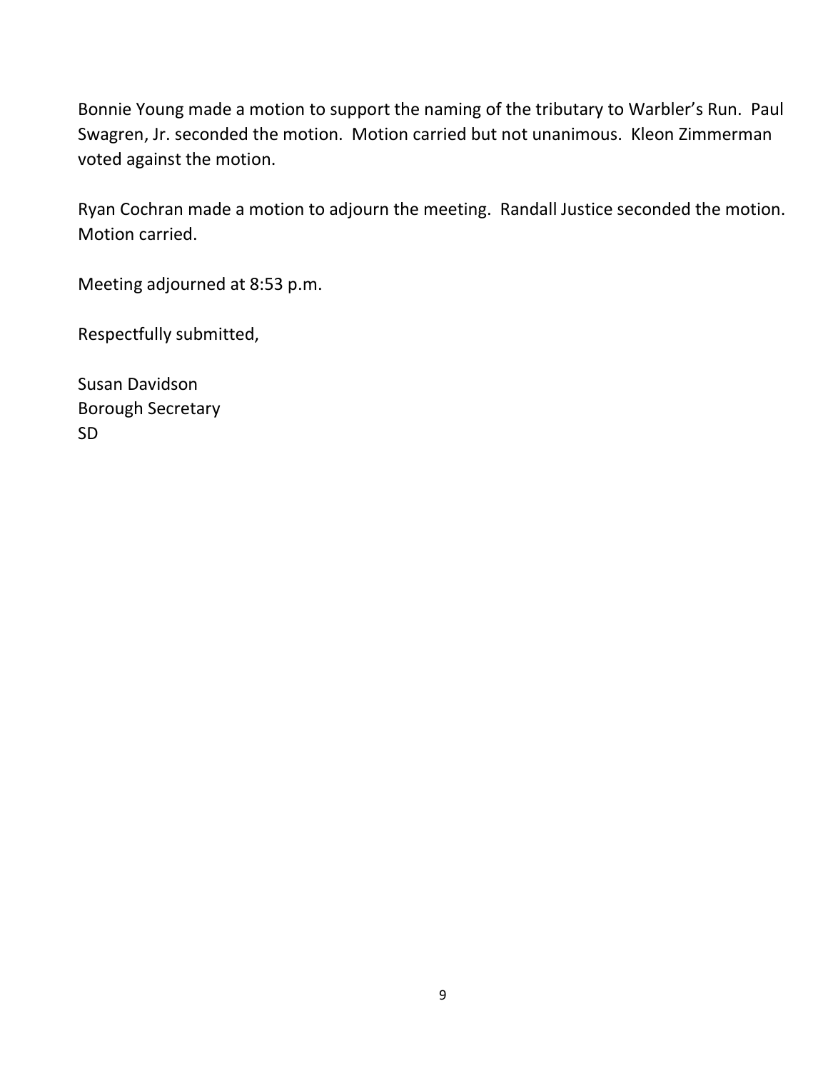Bonnie Young made a motion to support the naming of the tributary to Warbler's Run. Paul Swagren, Jr. seconded the motion. Motion carried but not unanimous. Kleon Zimmerman voted against the motion.

Ryan Cochran made a motion to adjourn the meeting. Randall Justice seconded the motion. Motion carried.

Meeting adjourned at 8:53 p.m.

Respectfully submitted,

Susan Davidson
Borough Secretary
SD